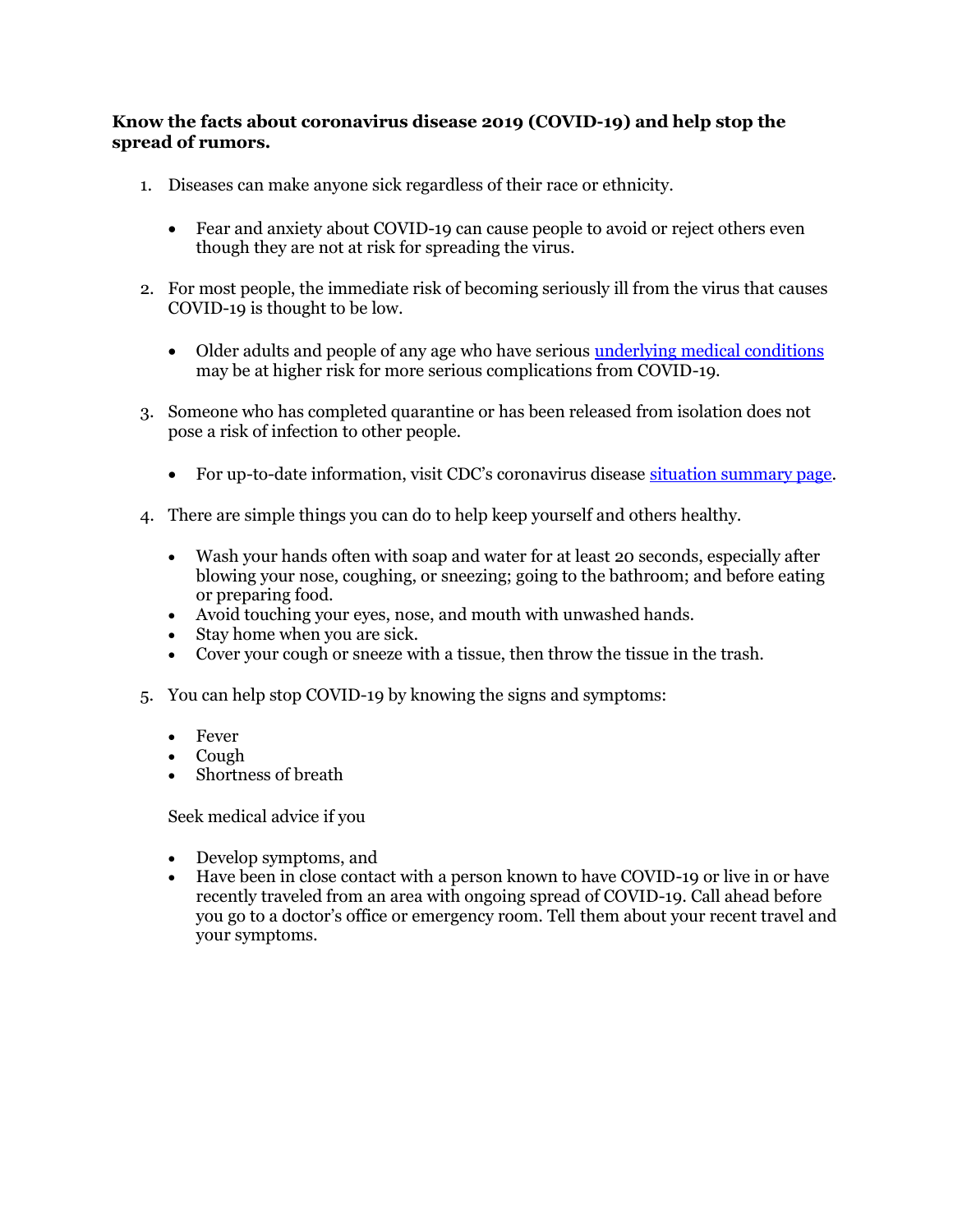**Know the facts about coronavirus disease 2019 (COVID-19) and help stop the spread of rumors.**

1. Diseases can make anyone sick regardless of their race or ethnicity.

   - Fear and anxiety about COVID-19 can cause people to avoid or reject others even though they are not at risk for spreading the virus.

2. For most people, the immediate risk of becoming seriously ill from the virus that causes COVID-19 is thought to be low.

   - Older adults and people of any age who have serious [underlying medical conditions]() may be at higher risk for more serious complications from COVID-19.

3. Someone who has completed quarantine or has been released from isolation does not pose a risk of infection to other people.

   - For up-to-date information, visit CDC's coronavirus disease [situation summary page]().

4. There are simple things you can do to help keep yourself and others healthy.

   - Wash your hands often with soap and water for at least 20 seconds, especially after blowing your nose, coughing, or sneezing; going to the bathroom; and before eating or preparing food.
   - Avoid touching your eyes, nose, and mouth with unwashed hands.
   - Stay home when you are sick.
   - Cover your cough or sneeze with a tissue, then throw the tissue in the trash.

5. You can help stop COVID-19 by knowing the signs and symptoms:

   - Fever
   - Cough
   - Shortness of breath

   Seek medical advice if you

   - Develop symptoms, and
   - Have been in close contact with a person known to have COVID-19 or live in or have recently traveled from an area with ongoing spread of COVID-19. Call ahead before you go to a doctor's office or emergency room. Tell them about your recent travel and your symptoms.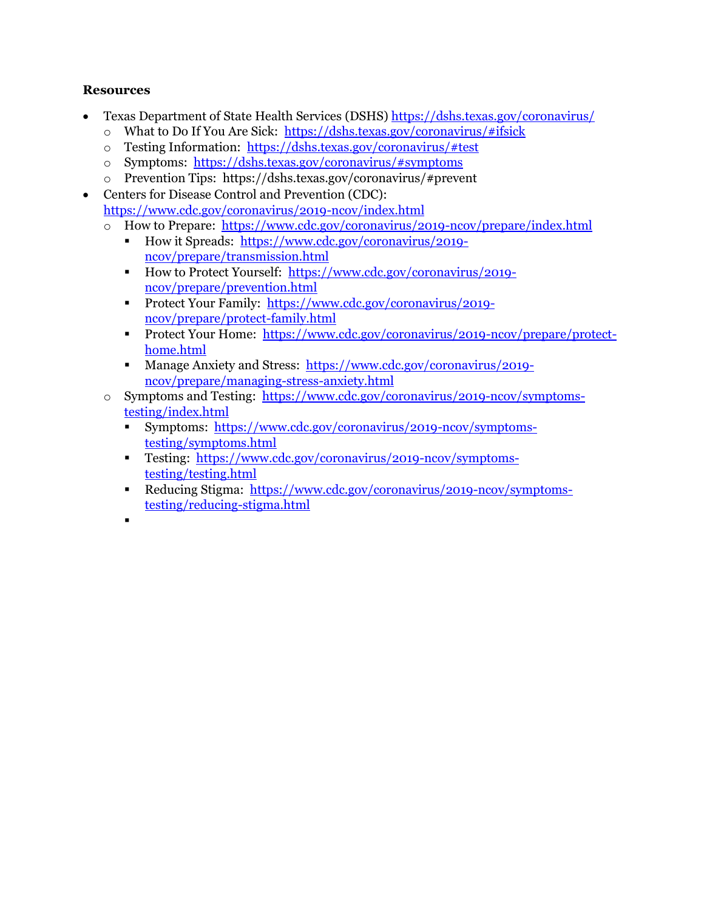**Resources**

- Texas Department of State Health Services (DSHS) https://dshs.texas.gov/coronavirus/
  - What to Do If You Are Sick: https://dshs.texas.gov/coronavirus/#ifsick
  - Testing Information: https://dshs.texas.gov/coronavirus/#test
  - Symptoms: https://dshs.texas.gov/coronavirus/#symptoms
  - Prevention Tips: https://dshs.texas.gov/coronavirus/#prevent
- Centers for Disease Control and Prevention (CDC): https://www.cdc.gov/coronavirus/2019-ncov/index.html
  - How to Prepare: https://www.cdc.gov/coronavirus/2019-ncov/prepare/index.html
    - How it Spreads: https://www.cdc.gov/coronavirus/2019-ncov/prepare/transmission.html
    - How to Protect Yourself: https://www.cdc.gov/coronavirus/2019-ncov/prepare/prevention.html
    - Protect Your Family: https://www.cdc.gov/coronavirus/2019-ncov/prepare/protect-family.html
    - Protect Your Home: https://www.cdc.gov/coronavirus/2019-ncov/prepare/protect-home.html
    - Manage Anxiety and Stress: https://www.cdc.gov/coronavirus/2019-ncov/prepare/managing-stress-anxiety.html
  - Symptoms and Testing: https://www.cdc.gov/coronavirus/2019-ncov/symptoms-testing/index.html
    - Symptoms: https://www.cdc.gov/coronavirus/2019-ncov/symptoms-testing/symptoms.html
    - Testing: https://www.cdc.gov/coronavirus/2019-ncov/symptoms-testing/testing.html
    - Reducing Stigma: https://www.cdc.gov/coronavirus/2019-ncov/symptoms-testing/reducing-stigma.html